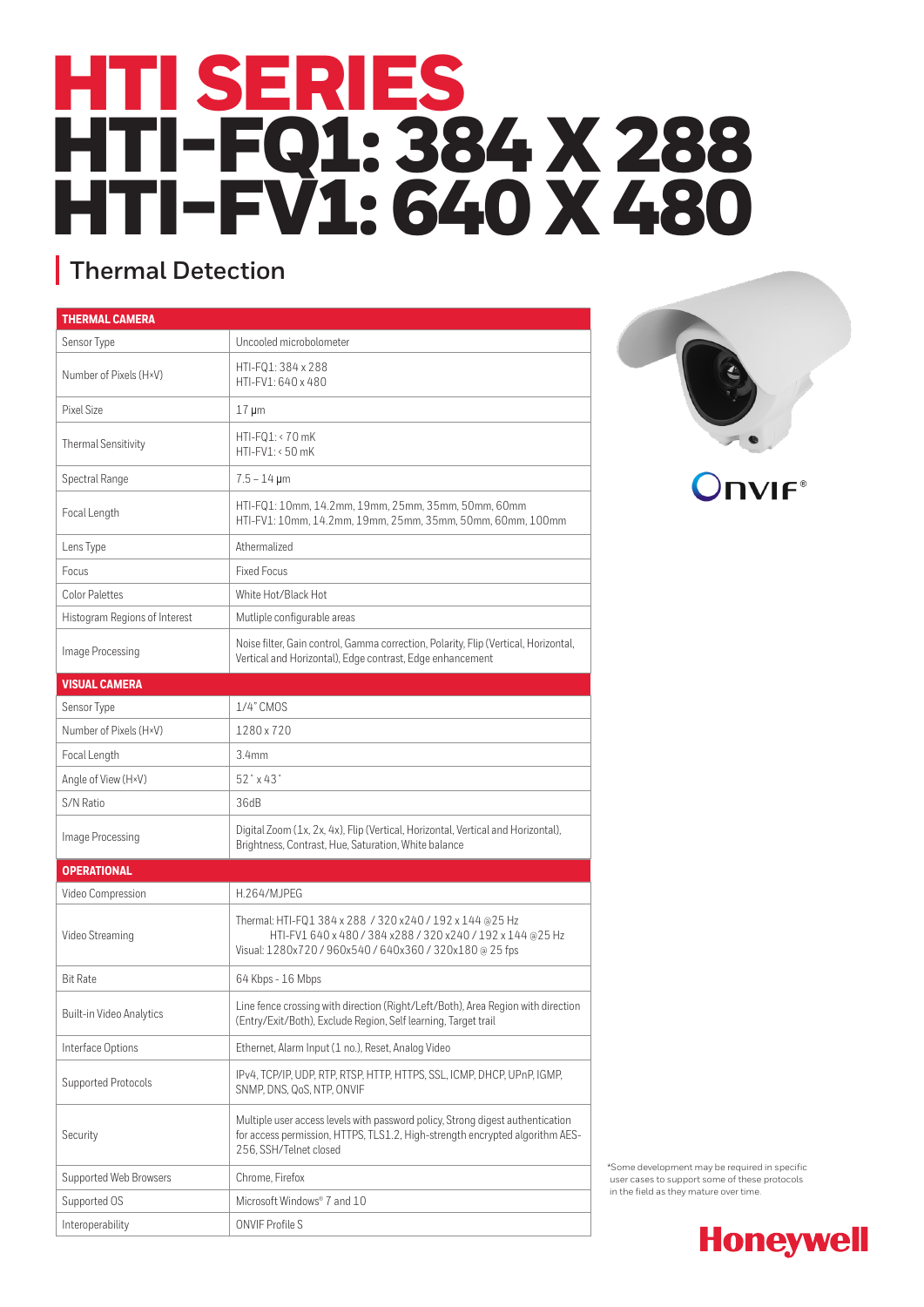# HTI SERIES
# HTI-FQ1: 384 X 288
# HTI-FV1: 640 X 480

## Thermal Detection

| | |
|---|---|
| **THERMAL CAMERA** | |
| Sensor Type | Uncooled microbolometer |
| Number of Pixels (H×V) | HTI-FQ1: 384 x 288<br>HTI-FV1: 640 x 480 |
| Pixel Size | 17 µm |
| Thermal Sensitivity | HTI-FQ1: < 70 mK<br>HTI-FV1: < 50 mK |
| Spectral Range | 7.5 – 14 µm |
| Focal Length | HTI-FQ1: 10mm, 14.2mm, 19mm, 25mm, 35mm, 50mm, 60mm<br>HTI-FV1: 10mm, 14.2mm, 19mm, 25mm, 35mm, 50mm, 60mm, 100mm |
| Lens Type | Athermalized |
| Focus | Fixed Focus |
| Color Palettes | White Hot/Black Hot |
| Histogram Regions of Interest | Mutliple configurable areas |
| Image Processing | Noise filter, Gain control, Gamma correction, Polarity, Flip (Vertical, Horizontal, Vertical and Horizontal), Edge contrast, Edge enhancement |
| **VISUAL CAMERA** | |
| Sensor Type | 1/4" CMOS |
| Number of Pixels (H×V) | 1280 x 720 |
| Focal Length | 3.4mm |
| Angle of View (H×V) | 52˚ x 43˚ |
| S/N Ratio | 36dB |
| Image Processing | Digital Zoom (1x, 2x, 4x), Flip (Vertical, Horizontal, Vertical and Horizontal), Brightness, Contrast, Hue, Saturation, White balance |
| **OPERATIONAL** | |
| Video Compression | H.264/MJPEG |
| Video Streaming | Thermal: HTI-FQ1 384 x 288 / 320 x240 / 192 x 144 @25 Hz<br>HTI-FV1 640 x 480 / 384 x288 / 320 x240 / 192 x 144 @25 Hz<br>Visual: 1280x720 / 960x540 / 640x360 / 320x180 @ 25 fps |
| Bit Rate | 64 Kbps - 16 Mbps |
| Built-in Video Analytics | Line fence crossing with direction (Right/Left/Both), Area Region with direction (Entry/Exit/Both), Exclude Region, Self learning, Target trail |
| Interface Options | Ethernet, Alarm Input (1 no.), Reset, Analog Video |
| Supported Protocols | IPv4, TCP/IP, UDP, RTP, RTSP, HTTP, HTTPS, SSL, ICMP, DHCP, UPnP, IGMP, SNMP, DNS, QoS, NTP, ONVIF |
| Security | Multiple user access levels with password policy, Strong digest authentication for access permission, HTTPS, TLS1.2, High-strength encrypted algorithm AES-256, SSH/Telnet closed |
| Supported Web Browsers | Chrome, Firefox |
| Supported OS | Microsoft Windows® 7 and 10 |
| Interoperability | ONVIF Profile S |

ONVIF®

*Some development may be required in specific user cases to support some of these protocols in the field as they mature over time.

Honeywell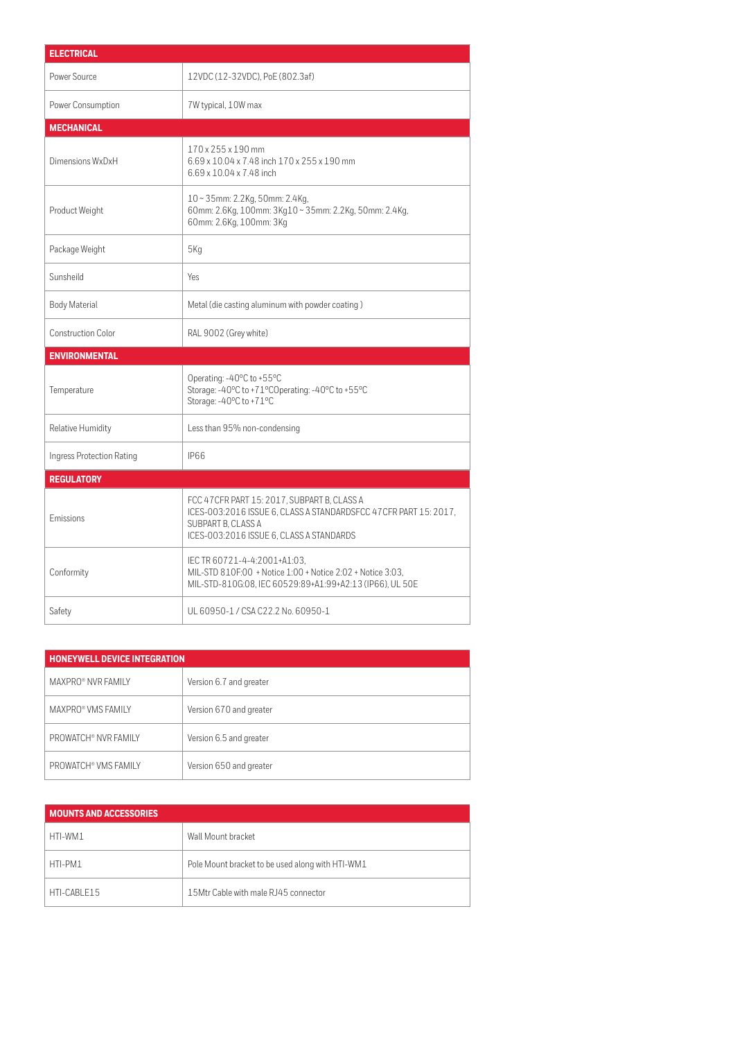| ELECTRICAL | |
|---|---|
| Power Source | 12VDC (12-32VDC), PoE (802.3af) |
| Power Consumption | 7W typical, 10W max |
| **MECHANICAL** | |
| Dimensions WxDxH | 170 x 255 x 190 mm<br>6.69 x 10.04 x 7.48 inch 170 x 255 x 190 mm<br>6.69 x 10.04 x 7.48 inch |
| Product Weight | 10 ~ 35mm: 2.2Kg, 50mm: 2.4Kg,<br>60mm: 2.6Kg, 100mm: 3Kg10 ~ 35mm: 2.2Kg, 50mm: 2.4Kg,<br>60mm: 2.6Kg, 100mm: 3Kg |
| Package Weight | 5Kg |
| Sunsheild | Yes |
| Body Material | Metal (die casting aluminum with powder coating ) |
| Construction Color | RAL 9002 (Grey white) |
| **ENVIRONMENTAL** | |
| Temperature | Operating: -40°C to +55°C<br>Storage: -40°C to +71°COperating: -40°C to +55°C<br>Storage: -40°C to +71°C |
| Relative Humidity | Less than 95% non-condensing |
| Ingress Protection Rating | IP66 |
| **REGULATORY** | |
| Emissions | FCC 47CFR PART 15: 2017, SUBPART B, CLASS A<br>ICES-003:2016 ISSUE 6, CLASS A STANDARDSFCC 47CFR PART 15: 2017, SUBPART B, CLASS A<br>ICES-003:2016 ISSUE 6, CLASS A STANDARDS |
| Conformity | IEC TR 60721-4-4:2001+A1:03,<br>MIL-STD 810F:00 + Notice 1:00 + Notice 2:02 + Notice 3:03,<br>MIL-STD-810G:08, IEC 60529:89+A1:99+A2:13 (IP66), UL 50E |
| Safety | UL 60950-1 / CSA C22.2 No. 60950-1 |

| HONEYWELL DEVICE INTEGRATION | |
|---|---|
| MAXPRO® NVR FAMILY | Version 6.7 and greater |
| MAXPRO® VMS FAMILY | Version 670 and greater |
| PROWATCH® NVR FAMILY | Version 6.5 and greater |
| PROWATCH® VMS FAMILY | Version 650 and greater |

| MOUNTS AND ACCESSORIES | |
|---|---|
| HTI-WM1 | Wall Mount bracket |
| HTI-PM1 | Pole Mount bracket to be used along with HTI-WM1 |
| HTI-CABLE15 | 15Mtr Cable with male RJ45 connector |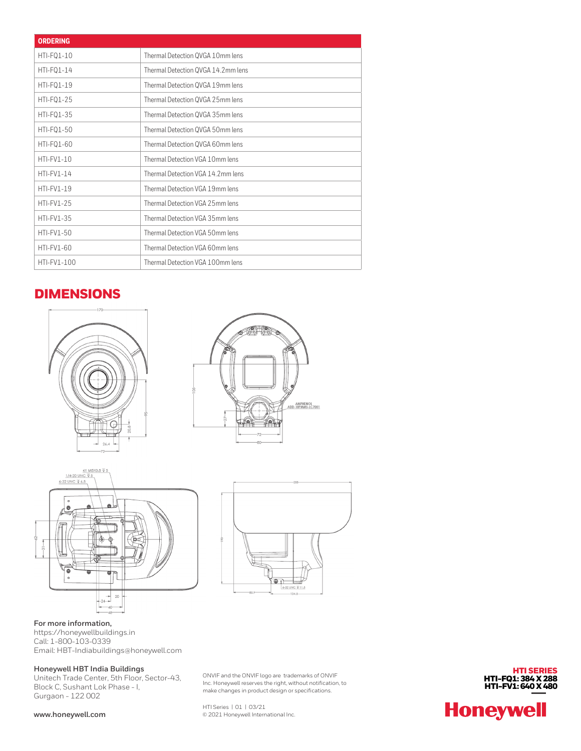| ORDERING | |
|---|---|
| HTI-FQ1-10 | Thermal Detection QVGA 10mm lens |
| HTI-FQ1-14 | Thermal Detection QVGA 14.2mm lens |
| HTI-FQ1-19 | Thermal Detection QVGA 19mm lens |
| HTI-FQ1-25 | Thermal Detection QVGA 25mm lens |
| HTI-FQ1-35 | Thermal Detection QVGA 35mm lens |
| HTI-FQ1-50 | Thermal Detection QVGA 50mm lens |
| HTI-FQ1-60 | Thermal Detection QVGA 60mm lens |
| HTI-FV1-10 | Thermal Detection VGA 10mm lens |
| HTI-FV1-14 | Thermal Detection VGA 14.2mm lens |
| HTI-FV1-19 | Thermal Detection VGA 19mm lens |
| HTI-FV1-25 | Thermal Detection VGA 25mm lens |
| HTI-FV1-35 | Thermal Detection VGA 35mm lens |
| HTI-FV1-50 | Thermal Detection VGA 50mm lens |
| HTI-FV1-60 | Thermal Detection VGA 60mm lens |
| HTI-FV1-100 | Thermal Detection VGA 100mm lens |

## DIMENSIONS

170

95

20.8

26.4

72

105

27

AMPHENOL
ADD-18PMMS-LC7001

72

60

4X M5X0.8 ⊽ 5
1/4-20 UNC ⊽ 5
6-32 UNC ⊽ 6.5

62

31

24

20

40

48

288

190

6-32 UNC ⊽ 11.5

80.7

134.8

**For more information,**
https://honeywellbuildings.in
Call: 1-800-103-0339
Email: HBT-Indiabuildings@honeywell.com

**Honeywell HBT India Buildings**
Unitech Trade Center, 5th Floor, Sector-43,
Block C, Sushant Lok Phase - I,
Gurgaon - 122 002

**www.honeywell.com**

ONVIF and the ONVIF logo are trademarks of ONVIF Inc. Honeywell reserves the right, without notification, to make changes in product design or specifications.

HTI Series | 01 | 03/21
© 2021 Honeywell International Inc.

**HTI SERIES**
**HTI-FQ1: 384 X 288**
**HTI-FV1: 640 X 480**

**Honeywell**